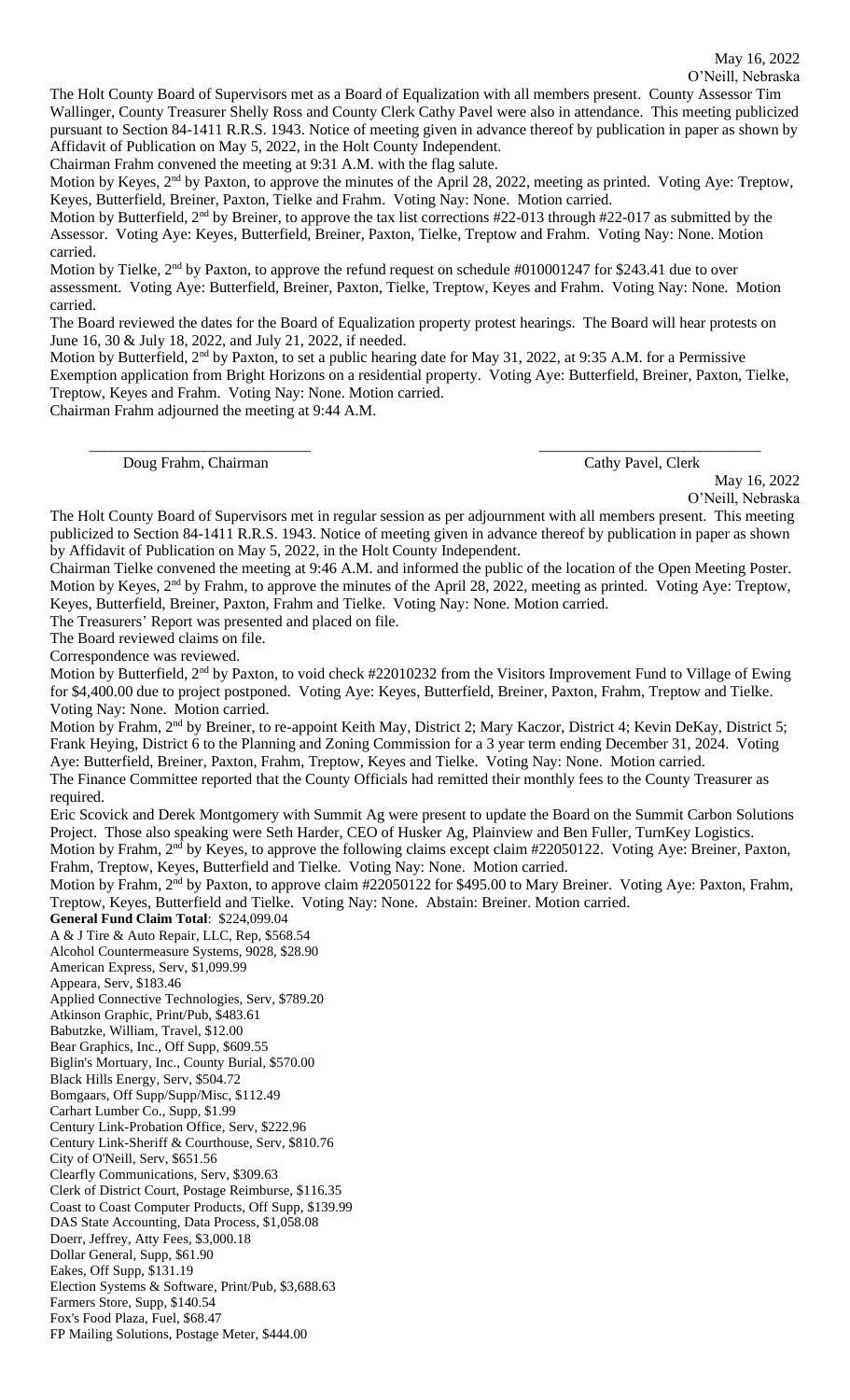May 16, 2022
O'Neill, Nebraska

The Holt County Board of Supervisors met as a Board of Equalization with all members present. County Assessor Tim Wallinger, County Treasurer Shelly Ross and County Clerk Cathy Pavel were also in attendance. This meeting publicized pursuant to Section 84-1411 R.R.S. 1943. Notice of meeting given in advance thereof by publication in paper as shown by Affidavit of Publication on May 5, 2022, in the Holt County Independent.

Chairman Frahm convened the meeting at 9:31 A.M. with the flag salute.

Motion by Keyes, 2nd by Paxton, to approve the minutes of the April 28, 2022, meeting as printed. Voting Aye: Treptow, Keyes, Butterfield, Breiner, Paxton, Tielke and Frahm. Voting Nay: None. Motion carried.

Motion by Butterfield, 2nd by Breiner, to approve the tax list corrections #22-013 through #22-017 as submitted by the Assessor. Voting Aye: Keyes, Butterfield, Breiner, Paxton, Tielke, Treptow and Frahm. Voting Nay: None. Motion carried.

Motion by Tielke, 2nd by Paxton, to approve the refund request on schedule #010001247 for $243.41 due to over assessment. Voting Aye: Butterfield, Breiner, Paxton, Tielke, Treptow, Keyes and Frahm. Voting Nay: None. Motion carried.

The Board reviewed the dates for the Board of Equalization property protest hearings. The Board will hear protests on June 16, 30 & July 18, 2022, and July 21, 2022, if needed.

Motion by Butterfield, 2nd by Paxton, to set a public hearing date for May 31, 2022, at 9:35 A.M. for a Permissive Exemption application from Bright Horizons on a residential property. Voting Aye: Butterfield, Breiner, Paxton, Tielke, Treptow, Keyes and Frahm. Voting Nay: None. Motion carried.

Chairman Frahm adjourned the meeting at 9:44 A.M.

\_\_\_\_\_\_\_\_\_\_\_\_\_\_\_\_\_\_\_\_\_\_\_\_\_\_\_\_ \_\_\_\_\_\_\_\_\_\_\_\_\_\_\_\_\_\_\_\_\_\_\_\_\_\_\_\_

Doug Frahm, Chairman Cathy Pavel, Clerk

May 16, 2022
O'Neill, Nebraska

The Holt County Board of Supervisors met in regular session as per adjournment with all members present. This meeting publicized to Section 84-1411 R.R.S. 1943. Notice of meeting given in advance thereof by publication in paper as shown by Affidavit of Publication on May 5, 2022, in the Holt County Independent.

Chairman Tielke convened the meeting at 9:46 A.M. and informed the public of the location of the Open Meeting Poster.

Motion by Keyes, 2nd by Frahm, to approve the minutes of the April 28, 2022, meeting as printed. Voting Aye: Treptow, Keyes, Butterfield, Breiner, Paxton, Frahm and Tielke. Voting Nay: None. Motion carried.

The Treasurers' Report was presented and placed on file.

The Board reviewed claims on file.

Correspondence was reviewed.

Motion by Butterfield, 2nd by Paxton, to void check #22010232 from the Visitors Improvement Fund to Village of Ewing for $4,400.00 due to project postponed. Voting Aye: Keyes, Butterfield, Breiner, Paxton, Frahm, Treptow and Tielke. Voting Nay: None. Motion carried.

Motion by Frahm, 2nd by Breiner, to re-appoint Keith May, District 2; Mary Kaczor, District 4; Kevin DeKay, District 5; Frank Heying, District 6 to the Planning and Zoning Commission for a 3 year term ending December 31, 2024. Voting Aye: Butterfield, Breiner, Paxton, Frahm, Treptow, Keyes and Tielke. Voting Nay: None. Motion carried.

The Finance Committee reported that the County Officials had remitted their monthly fees to the County Treasurer as required.

Eric Scovick and Derek Montgomery with Summit Ag were present to update the Board on the Summit Carbon Solutions Project. Those also speaking were Seth Harder, CEO of Husker Ag, Plainview and Ben Fuller, TurnKey Logistics.

Motion by Frahm, 2nd by Keyes, to approve the following claims except claim #22050122. Voting Aye: Breiner, Paxton, Frahm, Treptow, Keyes, Butterfield and Tielke. Voting Nay: None. Motion carried.

Motion by Frahm, 2nd by Paxton, to approve claim #22050122 for $495.00 to Mary Breiner. Voting Aye: Paxton, Frahm, Treptow, Keyes, Butterfield and Tielke. Voting Nay: None. Abstain: Breiner. Motion carried.

**General Fund Claim Total**: $224,099.04

A & J Tire & Auto Repair, LLC, Rep, $568.54
Alcohol Countermeasure Systems, 9028, $28.90
American Express, Serv, $1,099.99
Appeara, Serv, $183.46
Applied Connective Technologies, Serv, $789.20
Atkinson Graphic, Print/Pub, $483.61
Babutzke, William, Travel, $12.00
Bear Graphics, Inc., Off Supp, $609.55
Biglin's Mortuary, Inc., County Burial, $570.00
Black Hills Energy, Serv, $504.72
Bomgaars, Off Supp/Supp/Misc, $112.49
Carhart Lumber Co., Supp, $1.99
Century Link-Probation Office, Serv, $222.96
Century Link-Sheriff & Courthouse, Serv, $810.76
City of O'Neill, Serv, $651.56
Clearfly Communications, Serv, $309.63
Clerk of District Court, Postage Reimburse, $116.35
Coast to Coast Computer Products, Off Supp, $139.99
DAS State Accounting, Data Process, $1,058.08
Doerr, Jeffrey, Atty Fees, $3,000.18
Dollar General, Supp, $61.90
Eakes, Off Supp, $131.19
Election Systems & Software, Print/Pub, $3,688.63
Farmers Store, Supp, $140.54
Fox's Food Plaza, Fuel, $68.47
FP Mailing Solutions, Postage Meter, $444.00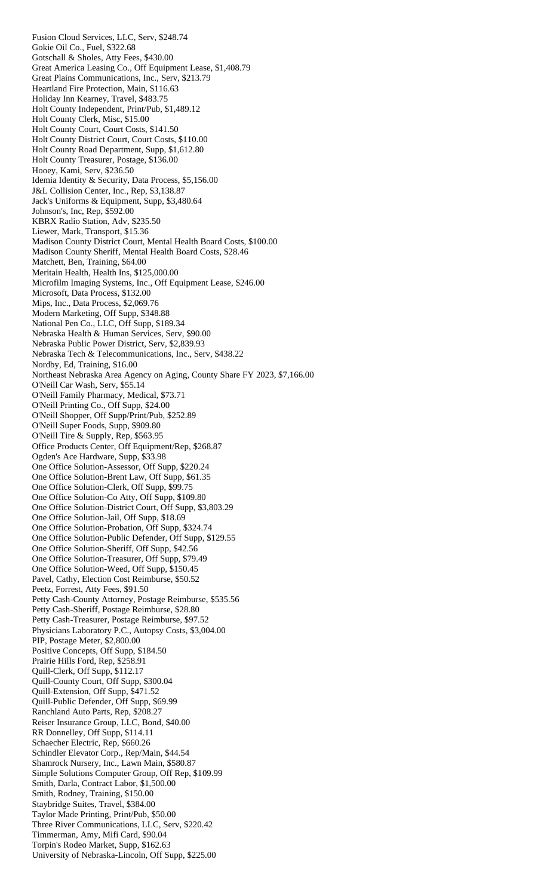Fusion Cloud Services, LLC, Serv, $248.74
Gokie Oil Co., Fuel, $322.68
Gotschall & Sholes, Atty Fees, $430.00
Great America Leasing Co., Off Equipment Lease, $1,408.79
Great Plains Communications, Inc., Serv, $213.79
Heartland Fire Protection, Main, $116.63
Holiday Inn Kearney, Travel, $483.75
Holt County Independent, Print/Pub, $1,489.12
Holt County Clerk, Misc, $15.00
Holt County Court, Court Costs, $141.50
Holt County District Court, Court Costs, $110.00
Holt County Road Department, Supp, $1,612.80
Holt County Treasurer, Postage, $136.00
Hooey, Kami, Serv, $236.50
Idemia Identity & Security, Data Process, $5,156.00
J&L Collision Center, Inc., Rep, $3,138.87
Jack's Uniforms & Equipment, Supp, $3,480.64
Johnson's, Inc, Rep, $592.00
KBRX Radio Station, Adv, $235.50
Liewer, Mark, Transport, $15.36
Madison County District Court, Mental Health Board Costs, $100.00
Madison County Sheriff, Mental Health Board Costs, $28.46
Matchett, Ben, Training, $64.00
Meritain Health, Health Ins, $125,000.00
Microfilm Imaging Systems, Inc., Off Equipment Lease, $246.00
Microsoft, Data Process, $132.00
Mips, Inc., Data Process, $2,069.76
Modern Marketing, Off Supp, $348.88
National Pen Co., LLC, Off Supp, $189.34
Nebraska Health & Human Services, Serv, $90.00
Nebraska Public Power District, Serv, $2,839.93
Nebraska Tech & Telecommunications, Inc., Serv, $438.22
Nordby, Ed, Training, $16.00
Northeast Nebraska Area Agency on Aging, County Share FY 2023, $7,166.00
O'Neill Car Wash, Serv, $55.14
O'Neill Family Pharmacy, Medical, $73.71
O'Neill Printing Co., Off Supp, $24.00
O'Neill Shopper, Off Supp/Print/Pub, $252.89
O'Neill Super Foods, Supp, $909.80
O'Neill Tire & Supply, Rep, $563.95
Office Products Center, Off Equipment/Rep, $268.87
Ogden's Ace Hardware, Supp, $33.98
One Office Solution-Assessor, Off Supp, $220.24
One Office Solution-Brent Law, Off Supp, $61.35
One Office Solution-Clerk, Off Supp, $99.75
One Office Solution-Co Atty, Off Supp, $109.80
One Office Solution-District Court, Off Supp, $3,803.29
One Office Solution-Jail, Off Supp, $18.69
One Office Solution-Probation, Off Supp, $324.74
One Office Solution-Public Defender, Off Supp, $129.55
One Office Solution-Sheriff, Off Supp, $42.56
One Office Solution-Treasurer, Off Supp, $79.49
One Office Solution-Weed, Off Supp, $150.45
Pavel, Cathy, Election Cost Reimburse, $50.52
Peetz, Forrest, Atty Fees, $91.50
Petty Cash-County Attorney, Postage Reimburse, $535.56
Petty Cash-Sheriff, Postage Reimburse, $28.80
Petty Cash-Treasurer, Postage Reimburse, $97.52
Physicians Laboratory P.C., Autopsy Costs, $3,004.00
PIP, Postage Meter, $2,800.00
Positive Concepts, Off Supp, $184.50
Prairie Hills Ford, Rep, $258.91
Quill-Clerk, Off Supp, $112.17
Quill-County Court, Off Supp, $300.04
Quill-Extension, Off Supp, $471.52
Quill-Public Defender, Off Supp, $69.99
Ranchland Auto Parts, Rep, $208.27
Reiser Insurance Group, LLC, Bond, $40.00
RR Donnelley, Off Supp, $114.11
Schaecher Electric, Rep, $660.26
Schindler Elevator Corp., Rep/Main, $44.54
Shamrock Nursery, Inc., Lawn Main, $580.87
Simple Solutions Computer Group, Off Rep, $109.99
Smith, Darla, Contract Labor, $1,500.00
Smith, Rodney, Training, $150.00
Staybridge Suites, Travel, $384.00
Taylor Made Printing, Print/Pub, $50.00
Three River Communications, LLC, Serv, $220.42
Timmerman, Amy, Mifi Card, $90.04
Torpin's Rodeo Market, Supp, $162.63
University of Nebraska-Lincoln, Off Supp, $225.00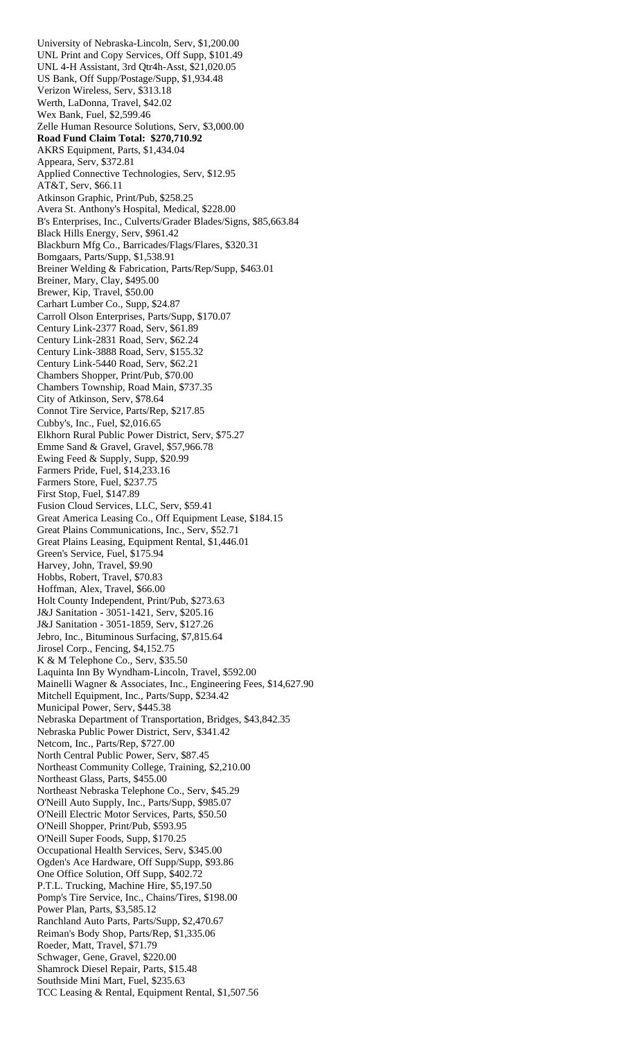University of Nebraska-Lincoln, Serv, $1,200.00
UNL Print and Copy Services, Off Supp, $101.49
UNL 4-H Assistant, 3rd Qtr4h-Asst, $21,020.05
US Bank, Off Supp/Postage/Supp, $1,934.48
Verizon Wireless, Serv, $313.18
Werth, LaDonna, Travel, $42.02
Wex Bank, Fuel, $2,599.46
Zelle Human Resource Solutions, Serv, $3,000.00
**Road Fund Claim Total: $270,710.92**
AKRS Equipment, Parts, $1,434.04
Appeara, Serv, $372.81
Applied Connective Technologies, Serv, $12.95
AT&T, Serv, $66.11
Atkinson Graphic, Print/Pub, $258.25
Avera St. Anthony's Hospital, Medical, $228.00
B's Enterprises, Inc., Culverts/Grader Blades/Signs, $85,663.84
Black Hills Energy, Serv, $961.42
Blackburn Mfg Co., Barricades/Flags/Flares, $320.31
Bomgaars, Parts/Supp, $1,538.91
Breiner Welding & Fabrication, Parts/Rep/Supp, $463.01
Breiner, Mary, Clay, $495.00
Brewer, Kip, Travel, $50.00
Carhart Lumber Co., Supp, $24.87
Carroll Olson Enterprises, Parts/Supp, $170.07
Century Link-2377 Road, Serv, $61.89
Century Link-2831 Road, Serv, $62.24
Century Link-3888 Road, Serv, $155.32
Century Link-5440 Road, Serv, $62.21
Chambers Shopper, Print/Pub, $70.00
Chambers Township, Road Main, $737.35
City of Atkinson, Serv, $78.64
Connot Tire Service, Parts/Rep, $217.85
Cubby's, Inc., Fuel, $2,016.65
Elkhorn Rural Public Power District, Serv, $75.27
Emme Sand & Gravel, Gravel, $57,966.78
Ewing Feed & Supply, Supp, $20.99
Farmers Pride, Fuel, $14,233.16
Farmers Store, Fuel, $237.75
First Stop, Fuel, $147.89
Fusion Cloud Services, LLC, Serv, $59.41
Great America Leasing Co., Off Equipment Lease, $184.15
Great Plains Communications, Inc., Serv, $52.71
Great Plains Leasing, Equipment Rental, $1,446.01
Green's Service, Fuel, $175.94
Harvey, John, Travel, $9.90
Hobbs, Robert, Travel, $70.83
Hoffman, Alex, Travel, $66.00
Holt County Independent, Print/Pub, $273.63
J&J Sanitation - 3051-1421, Serv, $205.16
J&J Sanitation - 3051-1859, Serv, $127.26
Jebro, Inc., Bituminous Surfacing, $7,815.64
Jirosel Corp., Fencing, $4,152.75
K & M Telephone Co., Serv, $35.50
Laquinta Inn By Wyndham-Lincoln, Travel, $592.00
Mainelli Wagner & Associates, Inc., Engineering Fees, $14,627.90
Mitchell Equipment, Inc., Parts/Supp, $234.42
Municipal Power, Serv, $445.38
Nebraska Department of Transportation, Bridges, $43,842.35
Nebraska Public Power District, Serv, $341.42
Netcom, Inc., Parts/Rep, $727.00
North Central Public Power, Serv, $87.45
Northeast Community College, Training, $2,210.00
Northeast Glass, Parts, $455.00
Northeast Nebraska Telephone Co., Serv, $45.29
O'Neill Auto Supply, Inc., Parts/Supp, $985.07
O'Neill Electric Motor Services, Parts, $50.50
O'Neill Shopper, Print/Pub, $593.95
O'Neill Super Foods, Supp, $170.25
Occupational Health Services, Serv, $345.00
Ogden's Ace Hardware, Off Supp/Supp, $93.86
One Office Solution, Off Supp, $402.72
P.T.L. Trucking, Machine Hire, $5,197.50
Pomp's Tire Service, Inc., Chains/Tires, $198.00
Power Plan, Parts, $3,585.12
Ranchland Auto Parts, Parts/Supp, $2,470.67
Reiman's Body Shop, Parts/Rep, $1,335.06
Roeder, Matt, Travel, $71.79
Schwager, Gene, Gravel, $220.00
Shamrock Diesel Repair, Parts, $15.48
Southside Mini Mart, Fuel, $235.63
TCC Leasing & Rental, Equipment Rental, $1,507.56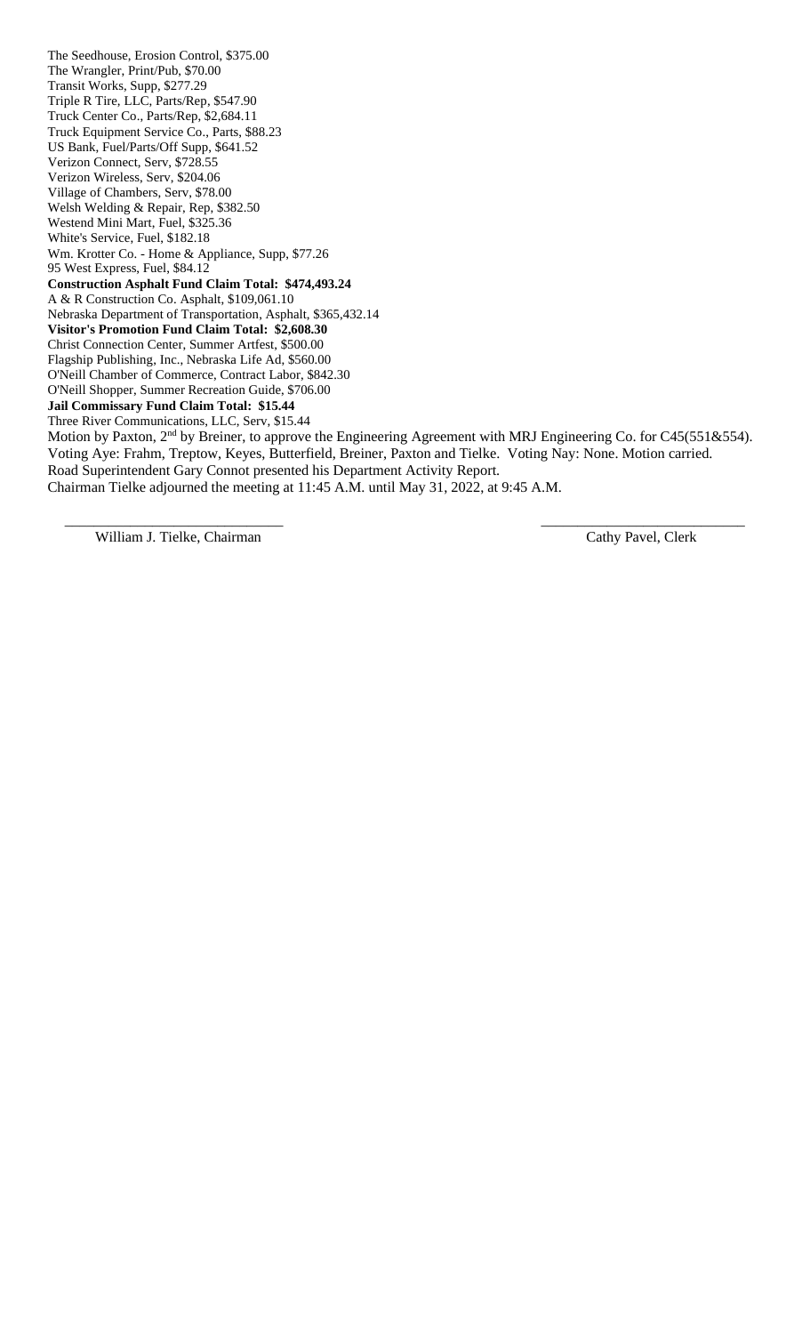The Seedhouse, Erosion Control, $375.00
The Wrangler, Print/Pub, $70.00
Transit Works, Supp, $277.29
Triple R Tire, LLC, Parts/Rep, $547.90
Truck Center Co., Parts/Rep, $2,684.11
Truck Equipment Service Co., Parts, $88.23
US Bank, Fuel/Parts/Off Supp, $641.52
Verizon Connect, Serv, $728.55
Verizon Wireless, Serv, $204.06
Village of Chambers, Serv, $78.00
Welsh Welding & Repair, Rep, $382.50
Westend Mini Mart, Fuel, $325.36
White's Service, Fuel, $182.18
Wm. Krotter Co. - Home & Appliance, Supp, $77.26
95 West Express, Fuel, $84.12

**Construction Asphalt Fund Claim Total: $474,493.24**

A & R Construction Co. Asphalt, $109,061.10
Nebraska Department of Transportation, Asphalt, $365,432.14

**Visitor's Promotion Fund Claim Total: $2,608.30**

Christ Connection Center, Summer Artfest, $500.00
Flagship Publishing, Inc., Nebraska Life Ad, $560.00
O'Neill Chamber of Commerce, Contract Labor, $842.30
O'Neill Shopper, Summer Recreation Guide, $706.00

**Jail Commissary Fund Claim Total: $15.44**

Three River Communications, LLC, Serv, $15.44

Motion by Paxton, 2nd by Breiner, to approve the Engineering Agreement with MRJ Engineering Co. for C45(551&554). Voting Aye: Frahm, Treptow, Keyes, Butterfield, Breiner, Paxton and Tielke. Voting Nay: None. Motion carried.

Road Superintendent Gary Connot presented his Department Activity Report.

Chairman Tielke adjourned the meeting at 11:45 A.M. until May 31, 2022, at 9:45 A.M.

\_\_\_\_\_\_\_\_\_\_\_\_\_\_\_\_\_\_\_\_\_\_\_\_\_\_\_\_\_\_ \_\_\_\_\_\_\_\_\_\_\_\_\_\_\_\_\_\_\_\_\_\_\_\_\_\_\_\_\_\_

William J. Tielke, Chairman Cathy Pavel, Clerk